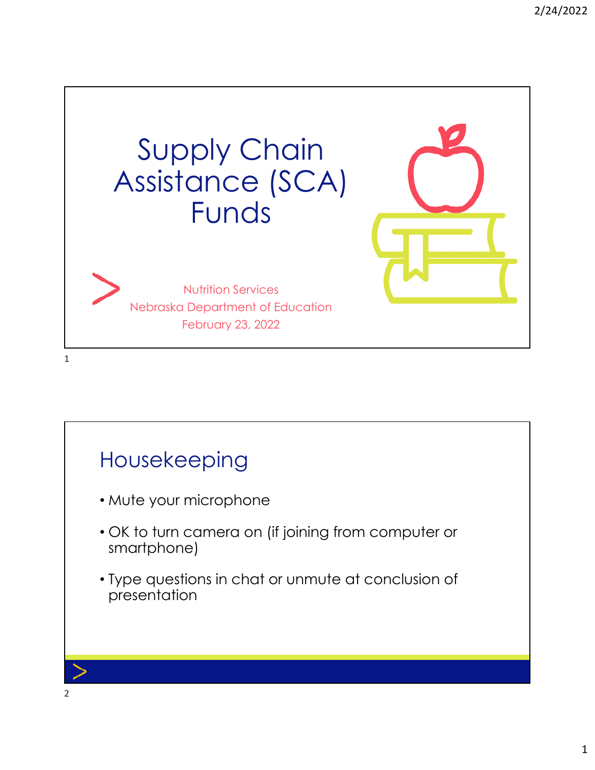# Supply Chain Assistance (SCA) Funds

Nutrition Services
Nebraska Department of Education
February 23, 2022

## Housekeeping

- Mute your microphone
- OK to turn camera on (if joining from computer or smartphone)
- Type questions in chat or unmute at conclusion of presentation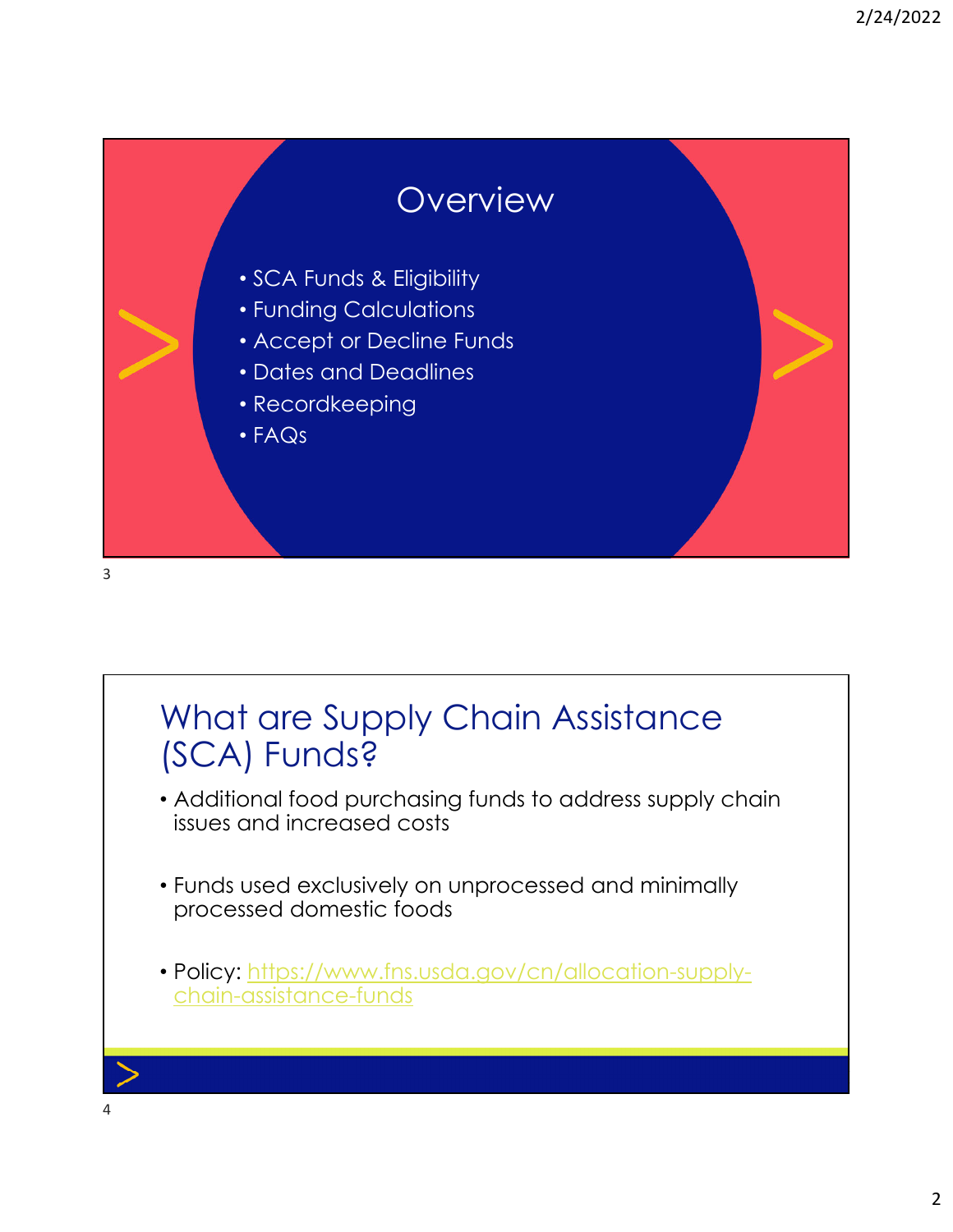## Overview

- SCA Funds & Eligibility
- Funding Calculations
- Accept or Decline Funds
- Dates and Deadlines
- Recordkeeping
- FAQs

## What are Supply Chain Assistance (SCA) Funds?

- Additional food purchasing funds to address supply chain issues and increased costs
- Funds used exclusively on unprocessed and minimally processed domestic foods
- Policy: https://www.fns.usda.gov/cn/allocation-supply-chain-assistance-funds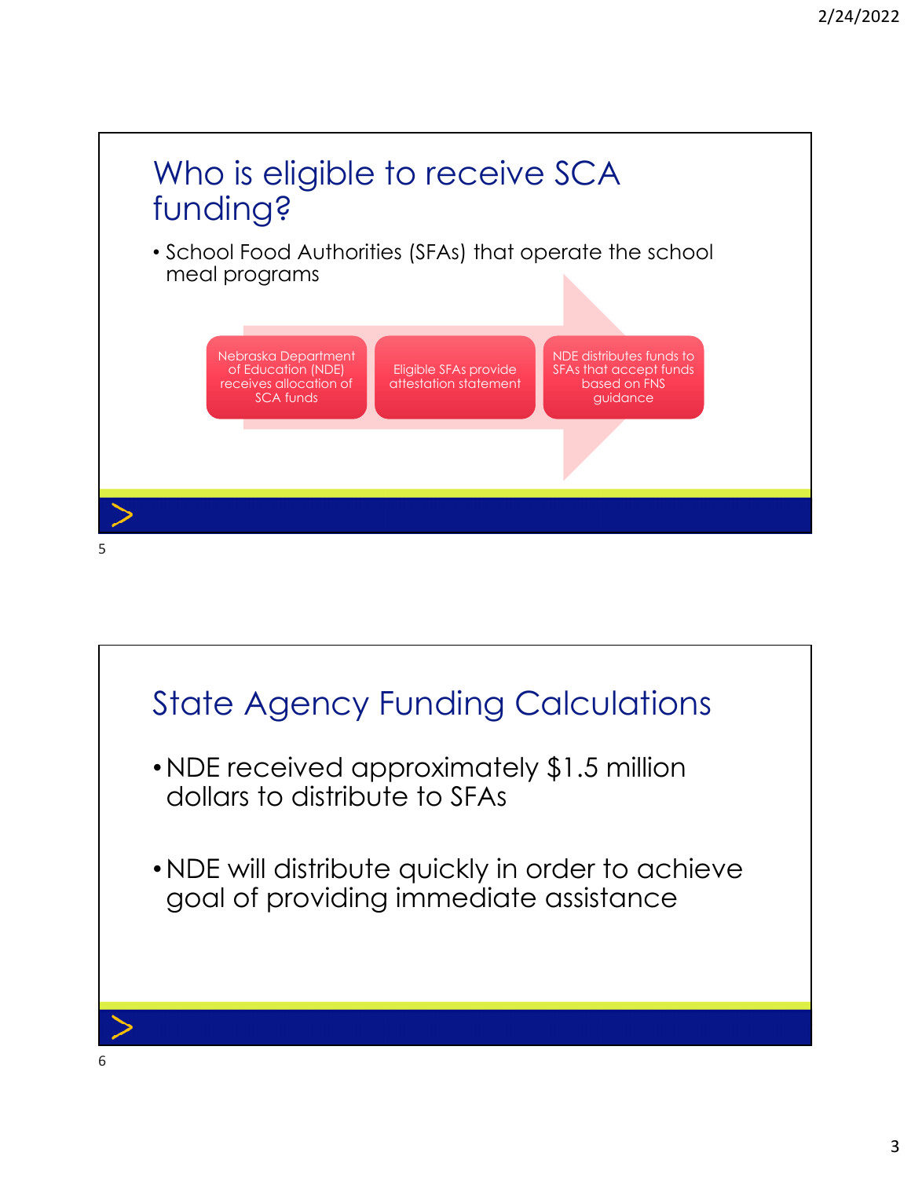## Who is eligible to receive SCA funding?

- School Food Authorities (SFAs) that operate the school meal programs

Nebraska Department of Education (NDE) receives allocation of SCA funds → Eligible SFAs provide attestation statement → NDE distributes funds to SFAs that accept funds based on FNS guidance

## State Agency Funding Calculations

- NDE received approximately $1.5 million dollars to distribute to SFAs
- NDE will distribute quickly in order to achieve goal of providing immediate assistance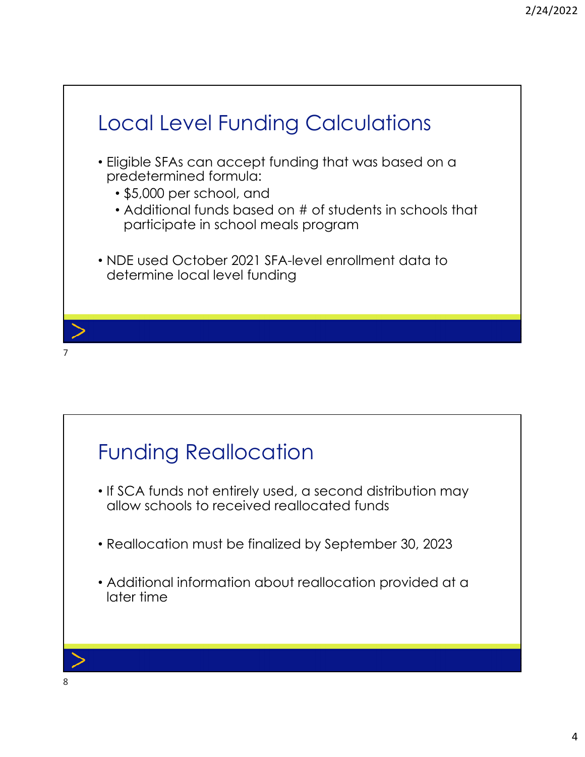## Local Level Funding Calculations

- Eligible SFAs can accept funding that was based on a predetermined formula:
  - $5,000 per school, and
  - Additional funds based on # of students in schools that participate in school meals program
- NDE used October 2021 SFA-level enrollment data to determine local level funding

## Funding Reallocation

- If SCA funds not entirely used, a second distribution may allow schools to received reallocated funds
- Reallocation must be finalized by September 30, 2023
- Additional information about reallocation provided at a later time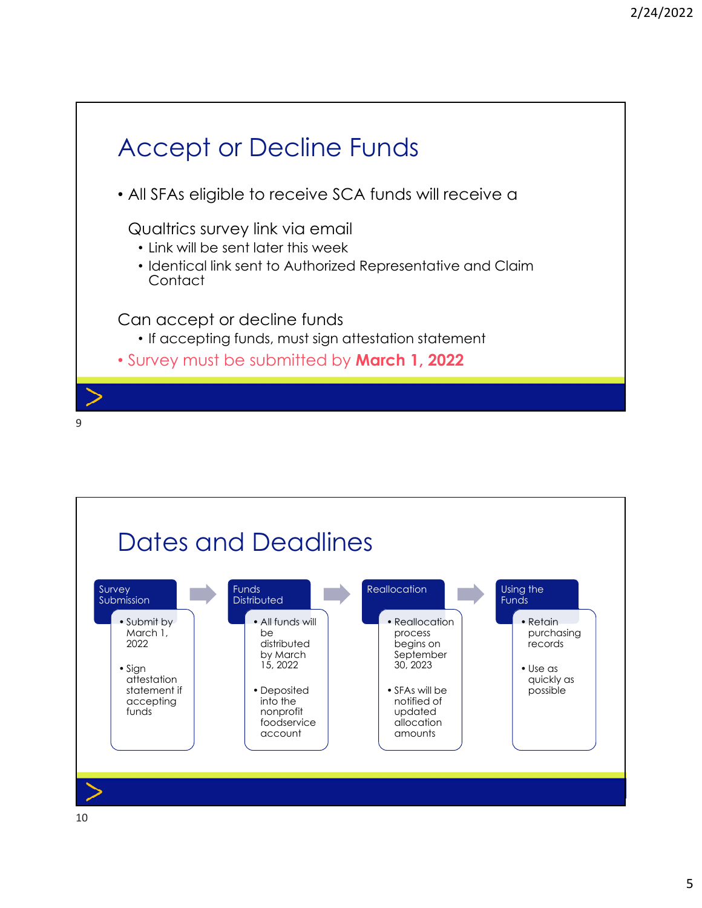## Accept or Decline Funds

- All SFAs eligible to receive SCA funds will receive a

  Qualtrics survey link via email
  - Link will be sent later this week
  - Identical link sent to Authorized Representative and Claim Contact

  Can accept or decline funds
  - If accepting funds, must sign attestation statement
- Survey must be submitted by **March 1, 2022**

## Dates and Deadlines

**Survey Submission**
- Submit by March 1, 2022
- Sign attestation statement if accepting funds

**Funds Distributed**
- All funds will be distributed by March 15, 2022
- Deposited into the nonprofit foodservice account

**Reallocation**
- Reallocation process begins on September 30, 2023
- SFAs will be notified of updated allocation amounts

**Using the Funds**
- Retain purchasing records
- Use as quickly as possible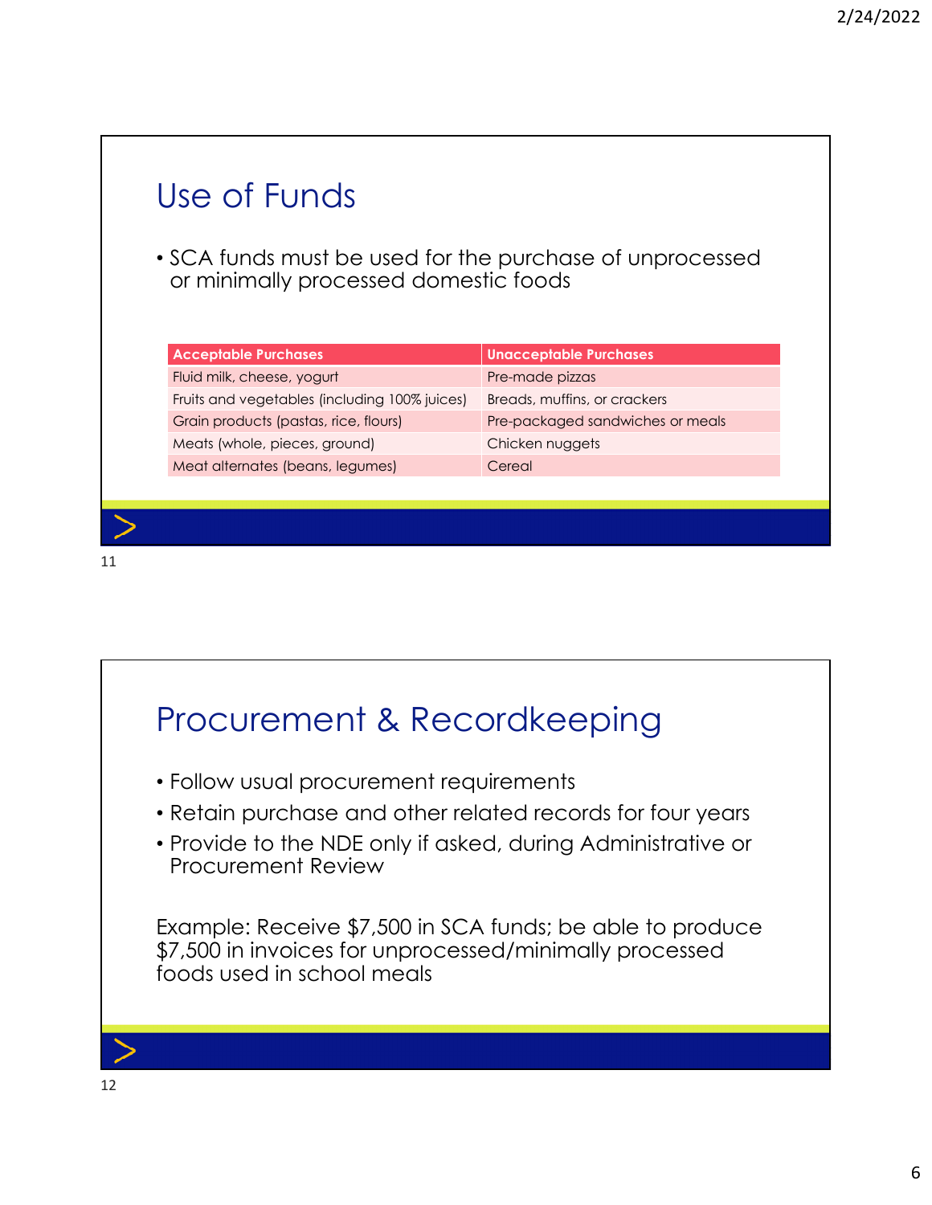## Use of Funds

- SCA funds must be used for the purchase of unprocessed or minimally processed domestic foods

| Acceptable Purchases | Unacceptable Purchases |
| --- | --- |
| Fluid milk, cheese, yogurt | Pre-made pizzas |
| Fruits and vegetables (including 100% juices) | Breads, muffins, or crackers |
| Grain products (pastas, rice, flours) | Pre-packaged sandwiches or meals |
| Meats (whole, pieces, ground) | Chicken nuggets |
| Meat alternates (beans, legumes) | Cereal |

## Procurement & Recordkeeping

- Follow usual procurement requirements
- Retain purchase and other related records for four years
- Provide to the NDE only if asked, during Administrative or Procurement Review

Example: Receive $7,500 in SCA funds; be able to produce $7,500 in invoices for unprocessed/minimally processed foods used in school meals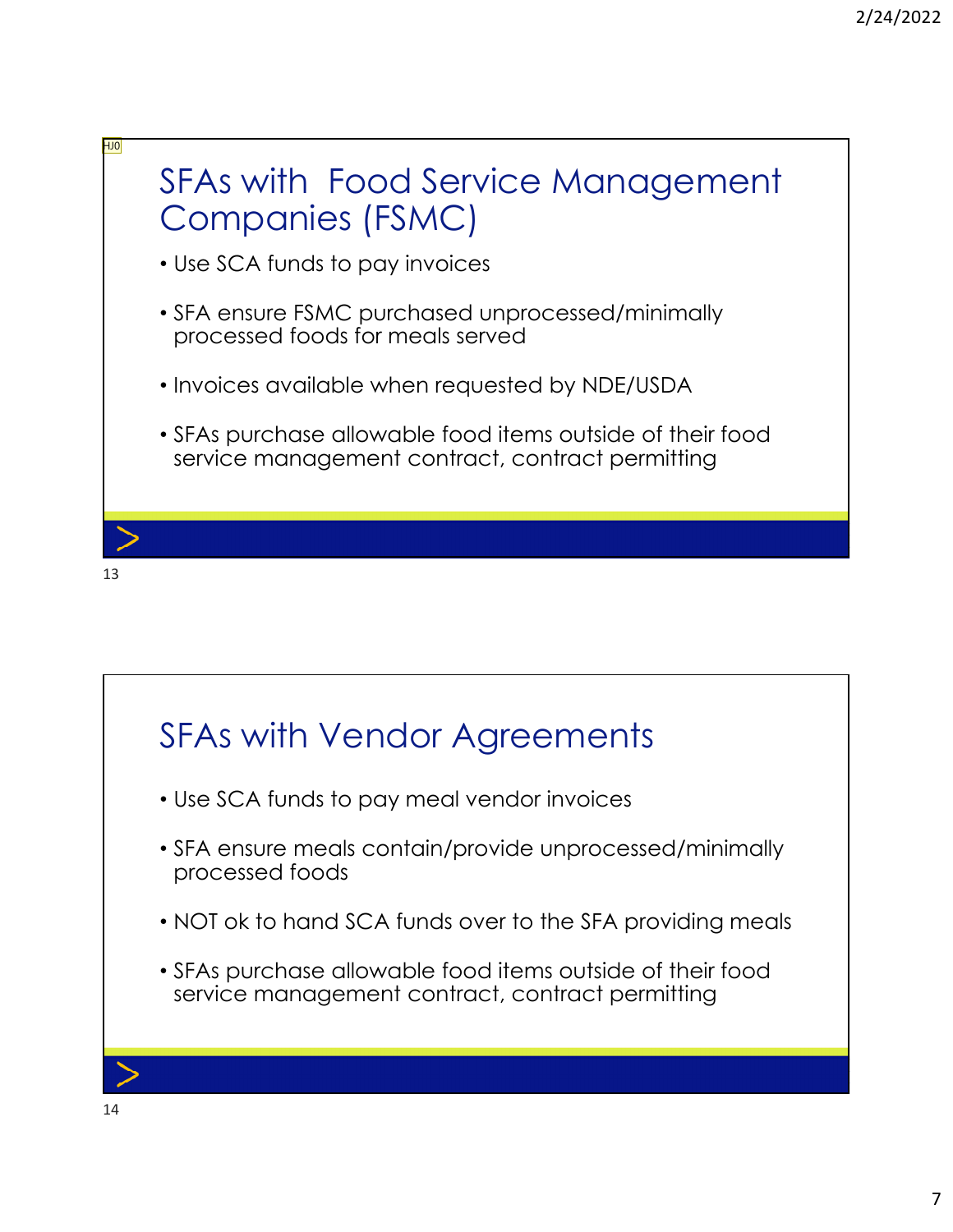## SFAs with Food Service Management Companies (FSMC)

- Use SCA funds to pay invoices
- SFA ensure FSMC purchased unprocessed/minimally processed foods for meals served
- Invoices available when requested by NDE/USDA
- SFAs purchase allowable food items outside of their food service management contract, contract permitting

## SFAs with Vendor Agreements

- Use SCA funds to pay meal vendor invoices
- SFA ensure meals contain/provide unprocessed/minimally processed foods
- NOT ok to hand SCA funds over to the SFA providing meals
- SFAs purchase allowable food items outside of their food service management contract, contract permitting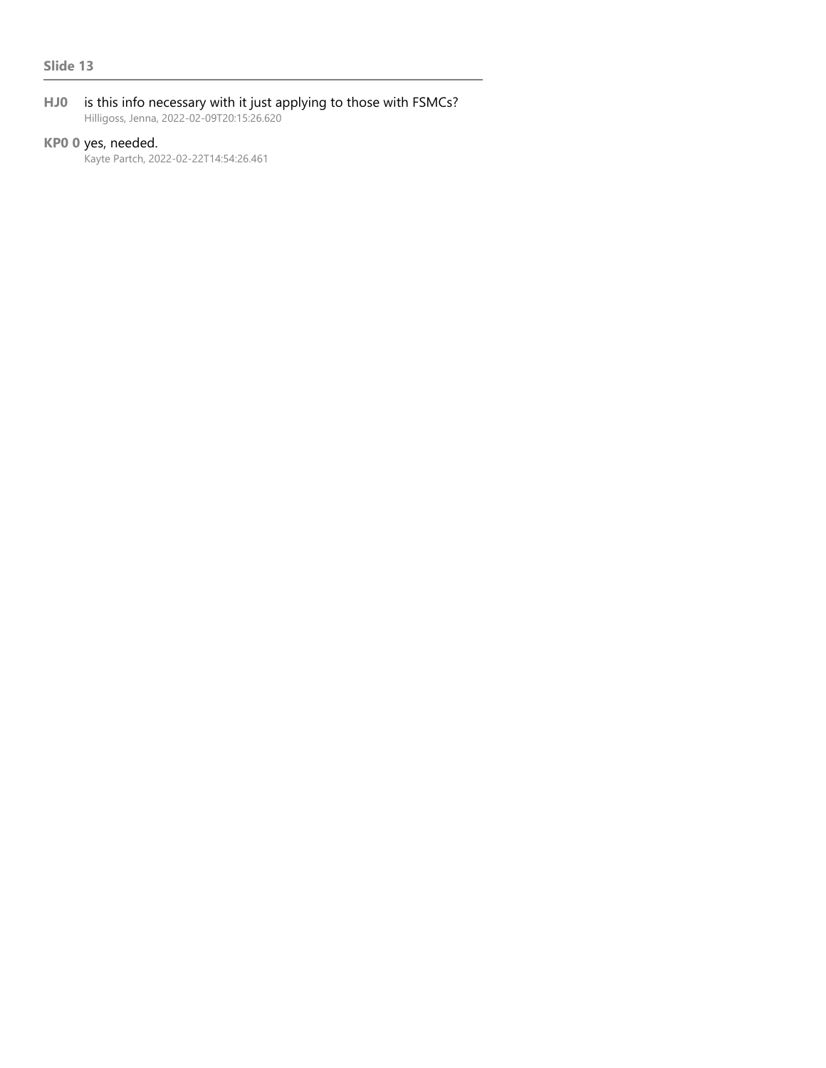**Slide 13**

---

**HJ0** is this info necessary with it just applying to those with FSMCs?
Hilligoss, Jenna, 2022-02-09T20:15:26.620

**KP0 0** yes, needed.
Kayte Partch, 2022-02-22T14:54:26.461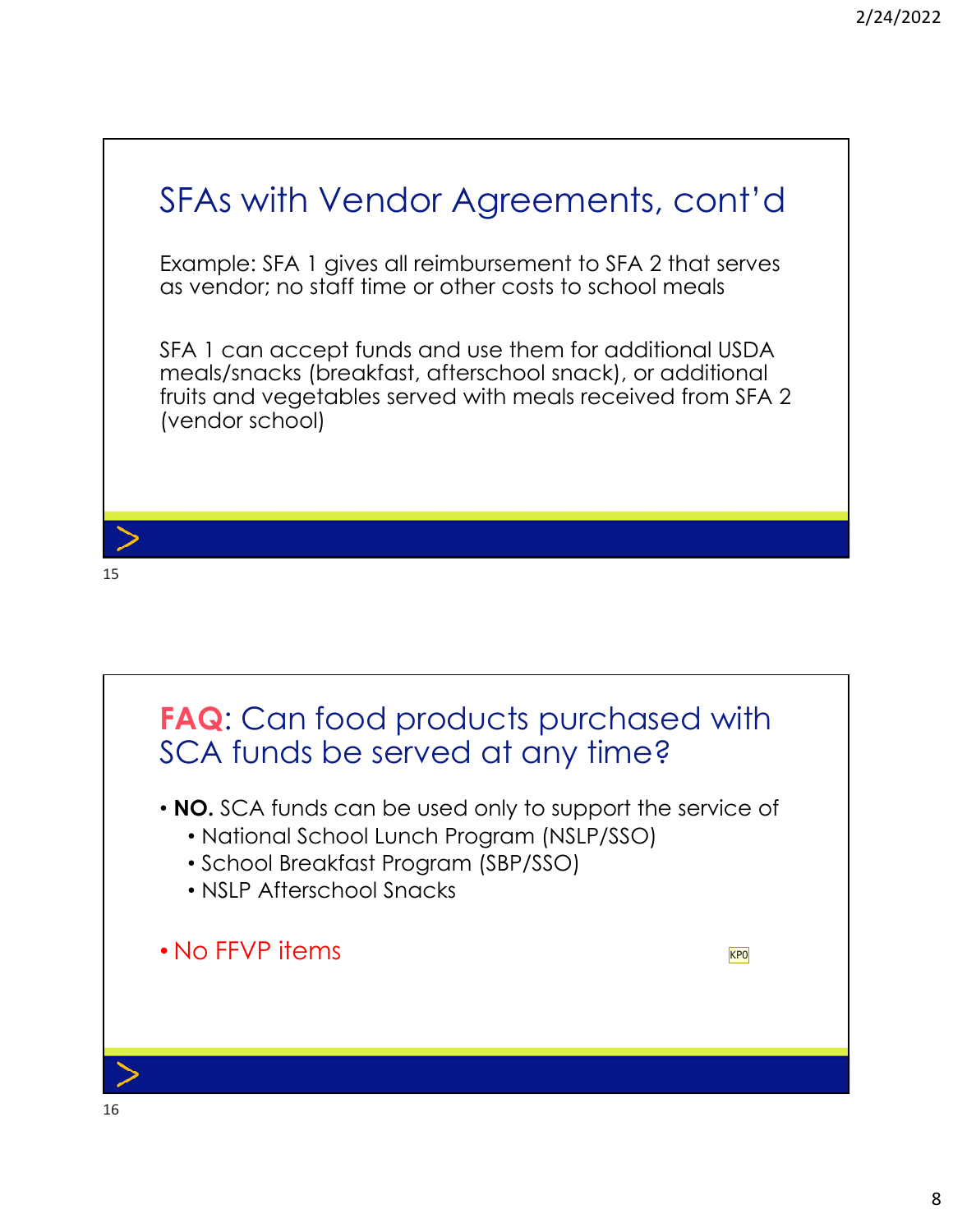## SFAs with Vendor Agreements, cont'd

Example: SFA 1 gives all reimbursement to SFA 2 that serves as vendor; no staff time or other costs to school meals

SFA 1 can accept funds and use them for additional USDA meals/snacks (breakfast, afterschool snack), or additional fruits and vegetables served with meals received from SFA 2 (vendor school)

## FAQ: Can food products purchased with SCA funds be served at any time?

- **NO.** SCA funds can be used only to support the service of
  - National School Lunch Program (NSLP/SSO)
  - School Breakfast Program (SBP/SSO)
  - NSLP Afterschool Snacks
- No FFVP items

KP0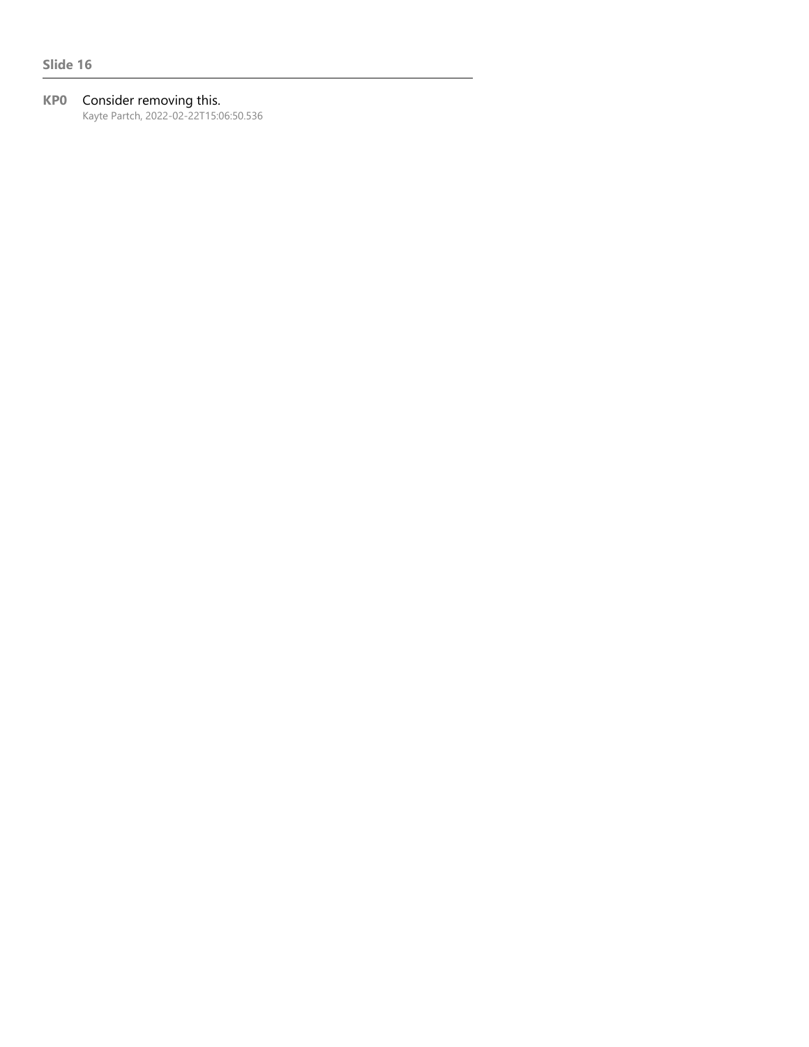**Slide 16**

**KP0** Consider removing this.
Kayte Partch, 2022-02-22T15:06:50.536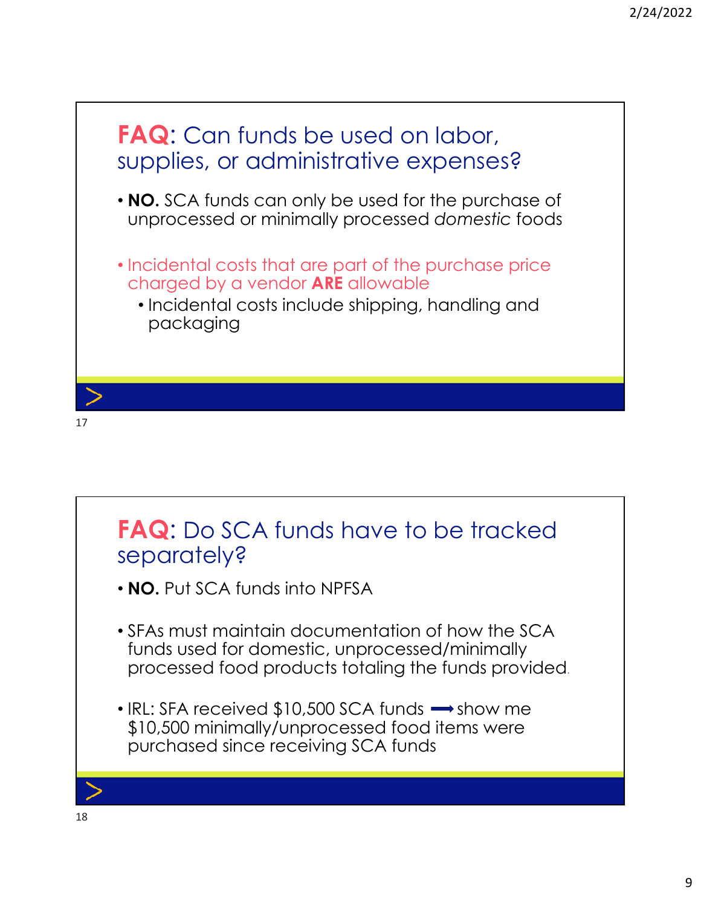## FAQ: Can funds be used on labor, supplies, or administrative expenses?

- **NO.** SCA funds can only be used for the purchase of unprocessed or minimally processed *domestic* foods

- Incidental costs that are part of the purchase price charged by a vendor **ARE** allowable
  - Incidental costs include shipping, handling and packaging

## FAQ: Do SCA funds have to be tracked separately?

- **NO.** Put SCA funds into NPFSA

- SFAs must maintain documentation of how the SCA funds used for domestic, unprocessed/minimally processed food products totaling the funds provided.

- IRL: SFA received $10,500 SCA funds ⟶ show me $10,500 minimally/unprocessed food items were purchased since receiving SCA funds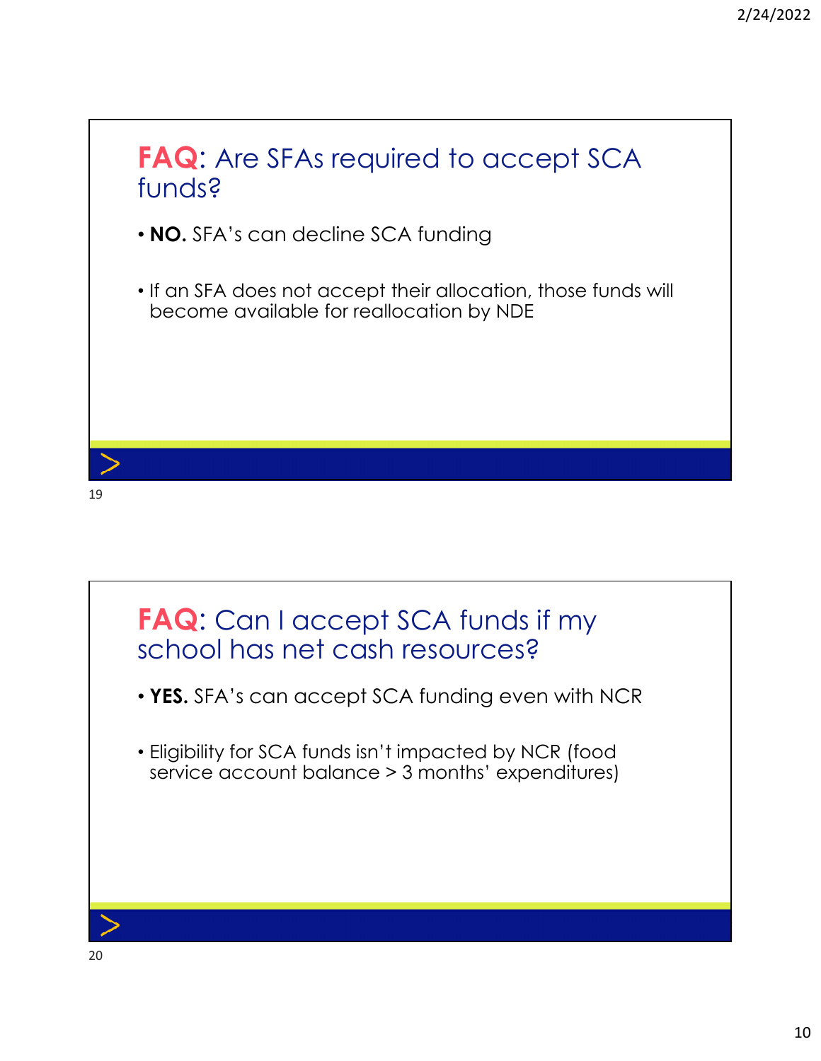## FAQ: Are SFAs required to accept SCA funds?

- **NO.** SFA's can decline SCA funding
- If an SFA does not accept their allocation, those funds will become available for reallocation by NDE

## FAQ: Can I accept SCA funds if my school has net cash resources?

- **YES.** SFA's can accept SCA funding even with NCR
- Eligibility for SCA funds isn't impacted by NCR (food service account balance > 3 months' expenditures)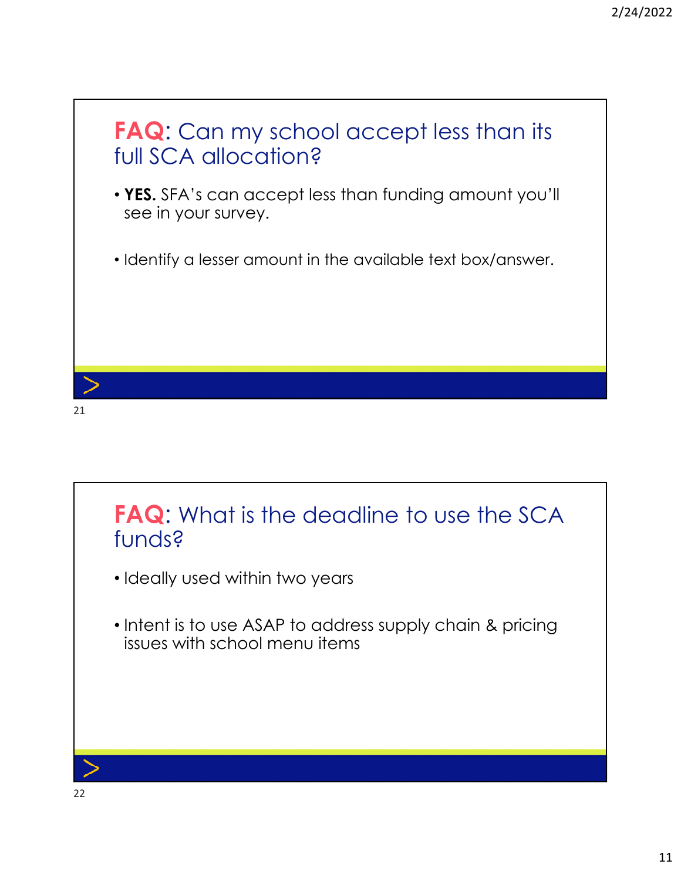## **FAQ**: Can my school accept less than its full SCA allocation?

- **YES.** SFA's can accept less than funding amount you'll see in your survey.
- Identify a lesser amount in the available text box/answer.

## **FAQ**: What is the deadline to use the SCA funds?

- Ideally used within two years
- Intent is to use ASAP to address supply chain & pricing issues with school menu items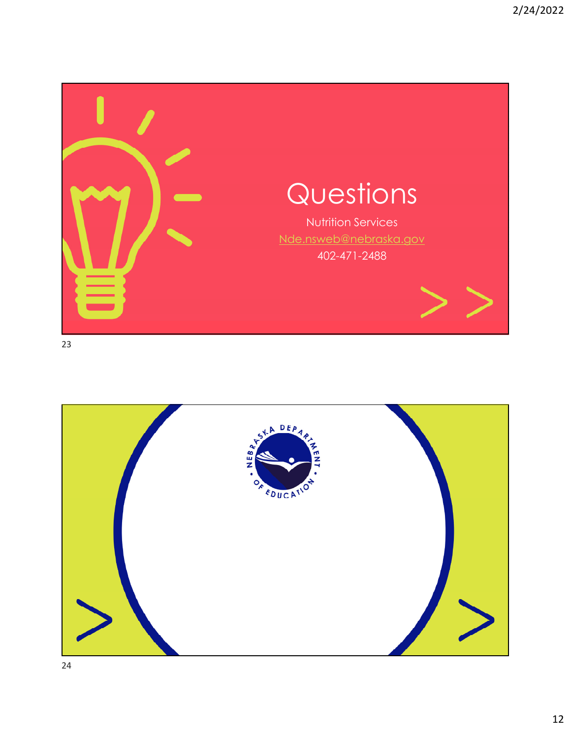# Questions

Nutrition Services

Nde.nsweb@nebraska.gov

402-471-2488

NEBRASKA DEPARTMENT OF EDUCATION